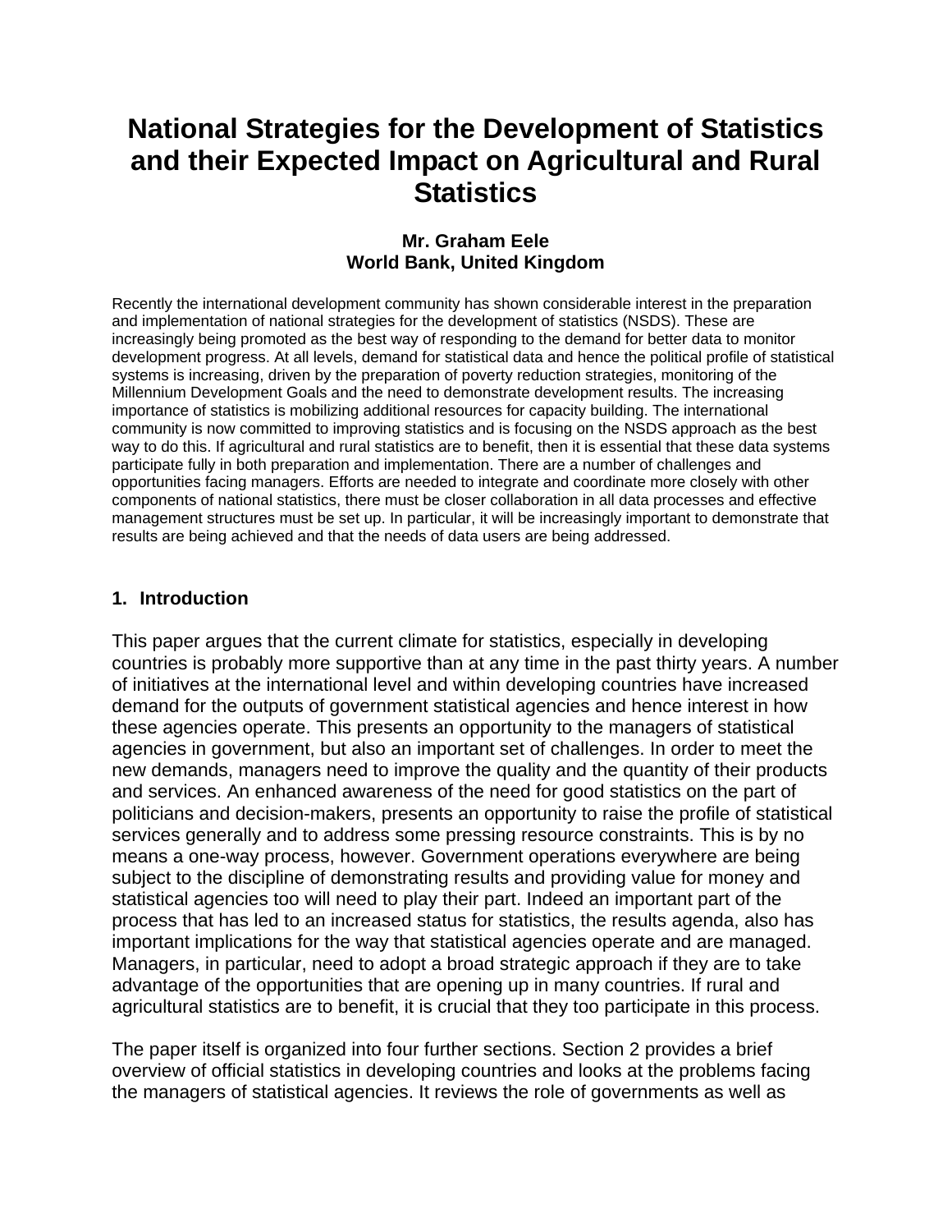# National Strategies for the Development of Statistics and their Expected Impact on Agricultural and Rural Statistics

**Mr. Graham Eele**
**World Bank, United Kingdom**

Recently the international development community has shown considerable interest in the preparation and implementation of national strategies for the development of statistics (NSDS). These are increasingly being promoted as the best way of responding to the demand for better data to monitor development progress. At all levels, demand for statistical data and hence the political profile of statistical systems is increasing, driven by the preparation of poverty reduction strategies, monitoring of the Millennium Development Goals and the need to demonstrate development results. The increasing importance of statistics is mobilizing additional resources for capacity building. The international community is now committed to improving statistics and is focusing on the NSDS approach as the best way to do this. If agricultural and rural statistics are to benefit, then it is essential that these data systems participate fully in both preparation and implementation. There are a number of challenges and opportunities facing managers. Efforts are needed to integrate and coordinate more closely with other components of national statistics, there must be closer collaboration in all data processes and effective management structures must be set up. In particular, it will be increasingly important to demonstrate that results are being achieved and that the needs of data users are being addressed.

## 1. Introduction

This paper argues that the current climate for statistics, especially in developing countries is probably more supportive than at any time in the past thirty years. A number of initiatives at the international level and within developing countries have increased demand for the outputs of government statistical agencies and hence interest in how these agencies operate. This presents an opportunity to the managers of statistical agencies in government, but also an important set of challenges. In order to meet the new demands, managers need to improve the quality and the quantity of their products and services. An enhanced awareness of the need for good statistics on the part of politicians and decision-makers, presents an opportunity to raise the profile of statistical services generally and to address some pressing resource constraints. This is by no means a one-way process, however. Government operations everywhere are being subject to the discipline of demonstrating results and providing value for money and statistical agencies too will need to play their part. Indeed an important part of the process that has led to an increased status for statistics, the results agenda, also has important implications for the way that statistical agencies operate and are managed. Managers, in particular, need to adopt a broad strategic approach if they are to take advantage of the opportunities that are opening up in many countries. If rural and agricultural statistics are to benefit, it is crucial that they too participate in this process.

The paper itself is organized into four further sections. Section 2 provides a brief overview of official statistics in developing countries and looks at the problems facing the managers of statistical agencies. It reviews the role of governments as well as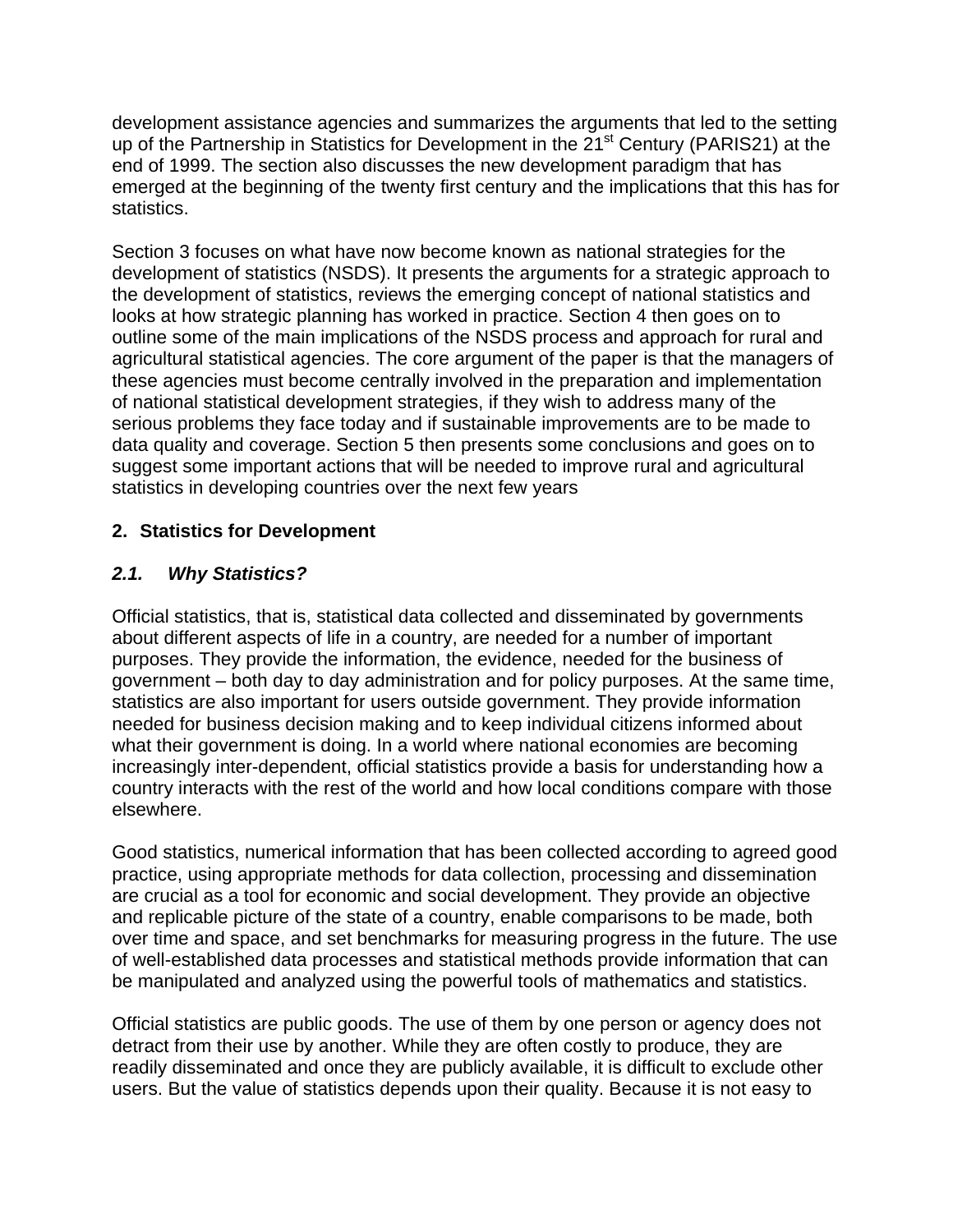development assistance agencies and summarizes the arguments that led to the setting up of the Partnership in Statistics for Development in the 21st Century (PARIS21) at the end of 1999. The section also discusses the new development paradigm that has emerged at the beginning of the twenty first century and the implications that this has for statistics.

Section 3 focuses on what have now become known as national strategies for the development of statistics (NSDS). It presents the arguments for a strategic approach to the development of statistics, reviews the emerging concept of national statistics and looks at how strategic planning has worked in practice. Section 4 then goes on to outline some of the main implications of the NSDS process and approach for rural and agricultural statistical agencies. The core argument of the paper is that the managers of these agencies must become centrally involved in the preparation and implementation of national statistical development strategies, if they wish to address many of the serious problems they face today and if sustainable improvements are to be made to data quality and coverage. Section 5 then presents some conclusions and goes on to suggest some important actions that will be needed to improve rural and agricultural statistics in developing countries over the next few years

## 2. Statistics for Development

### *2.1. Why Statistics?*

Official statistics, that is, statistical data collected and disseminated by governments about different aspects of life in a country, are needed for a number of important purposes. They provide the information, the evidence, needed for the business of government – both day to day administration and for policy purposes. At the same time, statistics are also important for users outside government. They provide information needed for business decision making and to keep individual citizens informed about what their government is doing. In a world where national economies are becoming increasingly inter-dependent, official statistics provide a basis for understanding how a country interacts with the rest of the world and how local conditions compare with those elsewhere.

Good statistics, numerical information that has been collected according to agreed good practice, using appropriate methods for data collection, processing and dissemination are crucial as a tool for economic and social development. They provide an objective and replicable picture of the state of a country, enable comparisons to be made, both over time and space, and set benchmarks for measuring progress in the future. The use of well-established data processes and statistical methods provide information that can be manipulated and analyzed using the powerful tools of mathematics and statistics.

Official statistics are public goods. The use of them by one person or agency does not detract from their use by another. While they are often costly to produce, they are readily disseminated and once they are publicly available, it is difficult to exclude other users. But the value of statistics depends upon their quality. Because it is not easy to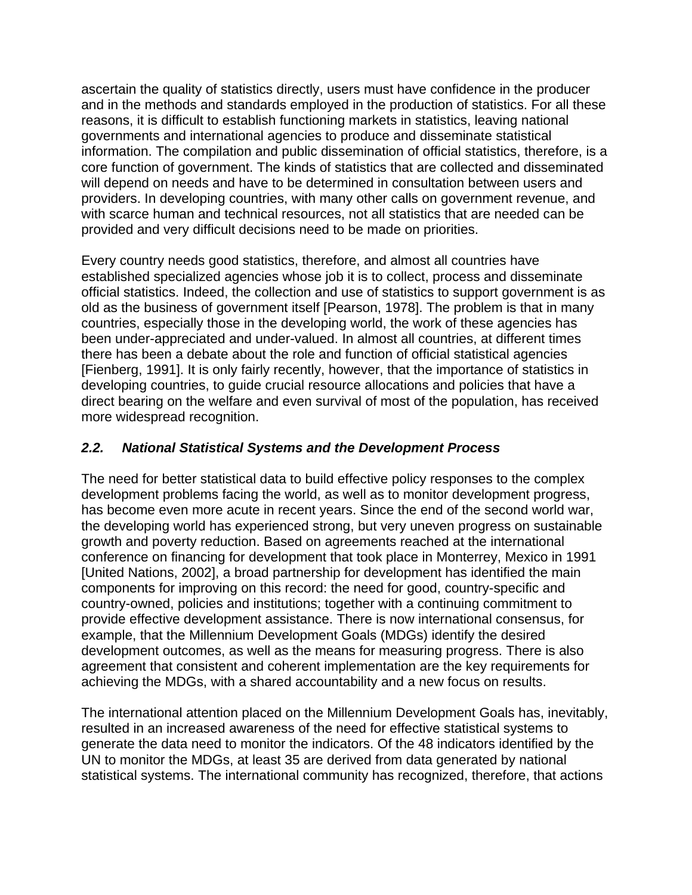ascertain the quality of statistics directly, users must have confidence in the producer and in the methods and standards employed in the production of statistics. For all these reasons, it is difficult to establish functioning markets in statistics, leaving national governments and international agencies to produce and disseminate statistical information. The compilation and public dissemination of official statistics, therefore, is a core function of government. The kinds of statistics that are collected and disseminated will depend on needs and have to be determined in consultation between users and providers. In developing countries, with many other calls on government revenue, and with scarce human and technical resources, not all statistics that are needed can be provided and very difficult decisions need to be made on priorities.

Every country needs good statistics, therefore, and almost all countries have established specialized agencies whose job it is to collect, process and disseminate official statistics. Indeed, the collection and use of statistics to support government is as old as the business of government itself [Pearson, 1978]. The problem is that in many countries, especially those in the developing world, the work of these agencies has been under-appreciated and under-valued. In almost all countries, at different times there has been a debate about the role and function of official statistical agencies [Fienberg, 1991]. It is only fairly recently, however, that the importance of statistics in developing countries, to guide crucial resource allocations and policies that have a direct bearing on the welfare and even survival of most of the population, has received more widespread recognition.

### *2.2. National Statistical Systems and the Development Process*

The need for better statistical data to build effective policy responses to the complex development problems facing the world, as well as to monitor development progress, has become even more acute in recent years. Since the end of the second world war, the developing world has experienced strong, but very uneven progress on sustainable growth and poverty reduction. Based on agreements reached at the international conference on financing for development that took place in Monterrey, Mexico in 1991 [United Nations, 2002], a broad partnership for development has identified the main components for improving on this record: the need for good, country-specific and country-owned, policies and institutions; together with a continuing commitment to provide effective development assistance. There is now international consensus, for example, that the Millennium Development Goals (MDGs) identify the desired development outcomes, as well as the means for measuring progress. There is also agreement that consistent and coherent implementation are the key requirements for achieving the MDGs, with a shared accountability and a new focus on results.

The international attention placed on the Millennium Development Goals has, inevitably, resulted in an increased awareness of the need for effective statistical systems to generate the data need to monitor the indicators. Of the 48 indicators identified by the UN to monitor the MDGs, at least 35 are derived from data generated by national statistical systems. The international community has recognized, therefore, that actions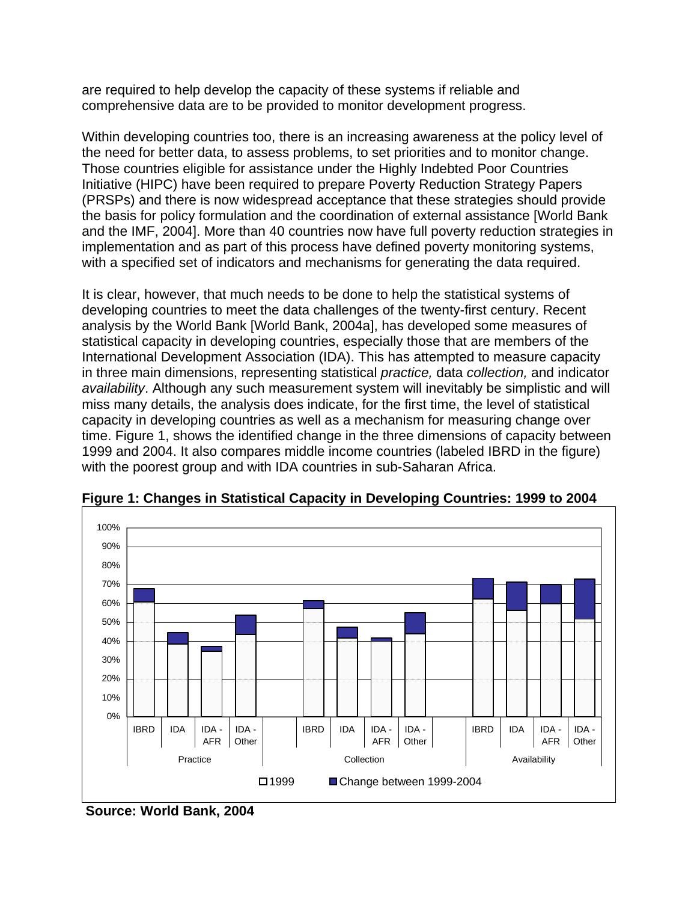are required to help develop the capacity of these systems if reliable and comprehensive data are to be provided to monitor development progress.

Within developing countries too, there is an increasing awareness at the policy level of the need for better data, to assess problems, to set priorities and to monitor change. Those countries eligible for assistance under the Highly Indebted Poor Countries Initiative (HIPC) have been required to prepare Poverty Reduction Strategy Papers (PRSPs) and there is now widespread acceptance that these strategies should provide the basis for policy formulation and the coordination of external assistance [World Bank and the IMF, 2004]. More than 40 countries now have full poverty reduction strategies in implementation and as part of this process have defined poverty monitoring systems, with a specified set of indicators and mechanisms for generating the data required.

It is clear, however, that much needs to be done to help the statistical systems of developing countries to meet the data challenges of the twenty-first century. Recent analysis by the World Bank [World Bank, 2004a], has developed some measures of statistical capacity in developing countries, especially those that are members of the International Development Association (IDA). This has attempted to measure capacity in three main dimensions, representing statistical *practice,* data *collection,* and indicator *availability*. Although any such measurement system will inevitably be simplistic and will miss many details, the analysis does indicate, for the first time, the level of statistical capacity in developing countries as well as a mechanism for measuring change over time. Figure 1, shows the identified change in the three dimensions of capacity between 1999 and 2004. It also compares middle income countries (labeled IBRD in the figure) with the poorest group and with IDA countries in sub-Saharan Africa.

**Figure 1: Changes in Statistical Capacity in Developing Countries: 1999 to 2004**

**Source: World Bank, 2004**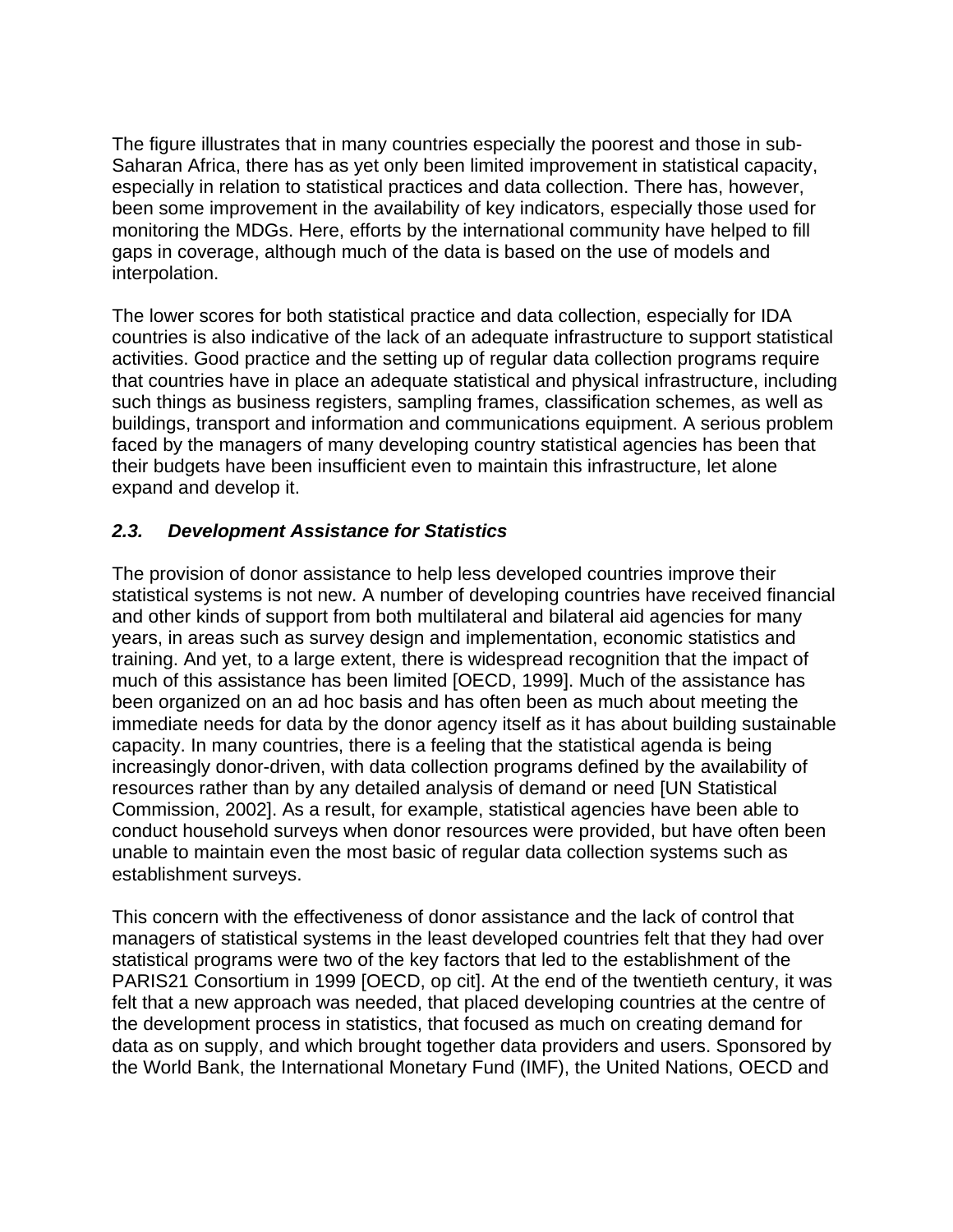The figure illustrates that in many countries especially the poorest and those in sub-Saharan Africa, there has as yet only been limited improvement in statistical capacity, especially in relation to statistical practices and data collection. There has, however, been some improvement in the availability of key indicators, especially those used for monitoring the MDGs. Here, efforts by the international community have helped to fill gaps in coverage, although much of the data is based on the use of models and interpolation.

The lower scores for both statistical practice and data collection, especially for IDA countries is also indicative of the lack of an adequate infrastructure to support statistical activities. Good practice and the setting up of regular data collection programs require that countries have in place an adequate statistical and physical infrastructure, including such things as business registers, sampling frames, classification schemes, as well as buildings, transport and information and communications equipment. A serious problem faced by the managers of many developing country statistical agencies has been that their budgets have been insufficient even to maintain this infrastructure, let alone expand and develop it.

### *2.3. Development Assistance for Statistics*

The provision of donor assistance to help less developed countries improve their statistical systems is not new. A number of developing countries have received financial and other kinds of support from both multilateral and bilateral aid agencies for many years, in areas such as survey design and implementation, economic statistics and training. And yet, to a large extent, there is widespread recognition that the impact of much of this assistance has been limited [OECD, 1999]. Much of the assistance has been organized on an ad hoc basis and has often been as much about meeting the immediate needs for data by the donor agency itself as it has about building sustainable capacity. In many countries, there is a feeling that the statistical agenda is being increasingly donor-driven, with data collection programs defined by the availability of resources rather than by any detailed analysis of demand or need [UN Statistical Commission, 2002]. As a result, for example, statistical agencies have been able to conduct household surveys when donor resources were provided, but have often been unable to maintain even the most basic of regular data collection systems such as establishment surveys.

This concern with the effectiveness of donor assistance and the lack of control that managers of statistical systems in the least developed countries felt that they had over statistical programs were two of the key factors that led to the establishment of the PARIS21 Consortium in 1999 [OECD, op cit]. At the end of the twentieth century, it was felt that a new approach was needed, that placed developing countries at the centre of the development process in statistics, that focused as much on creating demand for data as on supply, and which brought together data providers and users. Sponsored by the World Bank, the International Monetary Fund (IMF), the United Nations, OECD and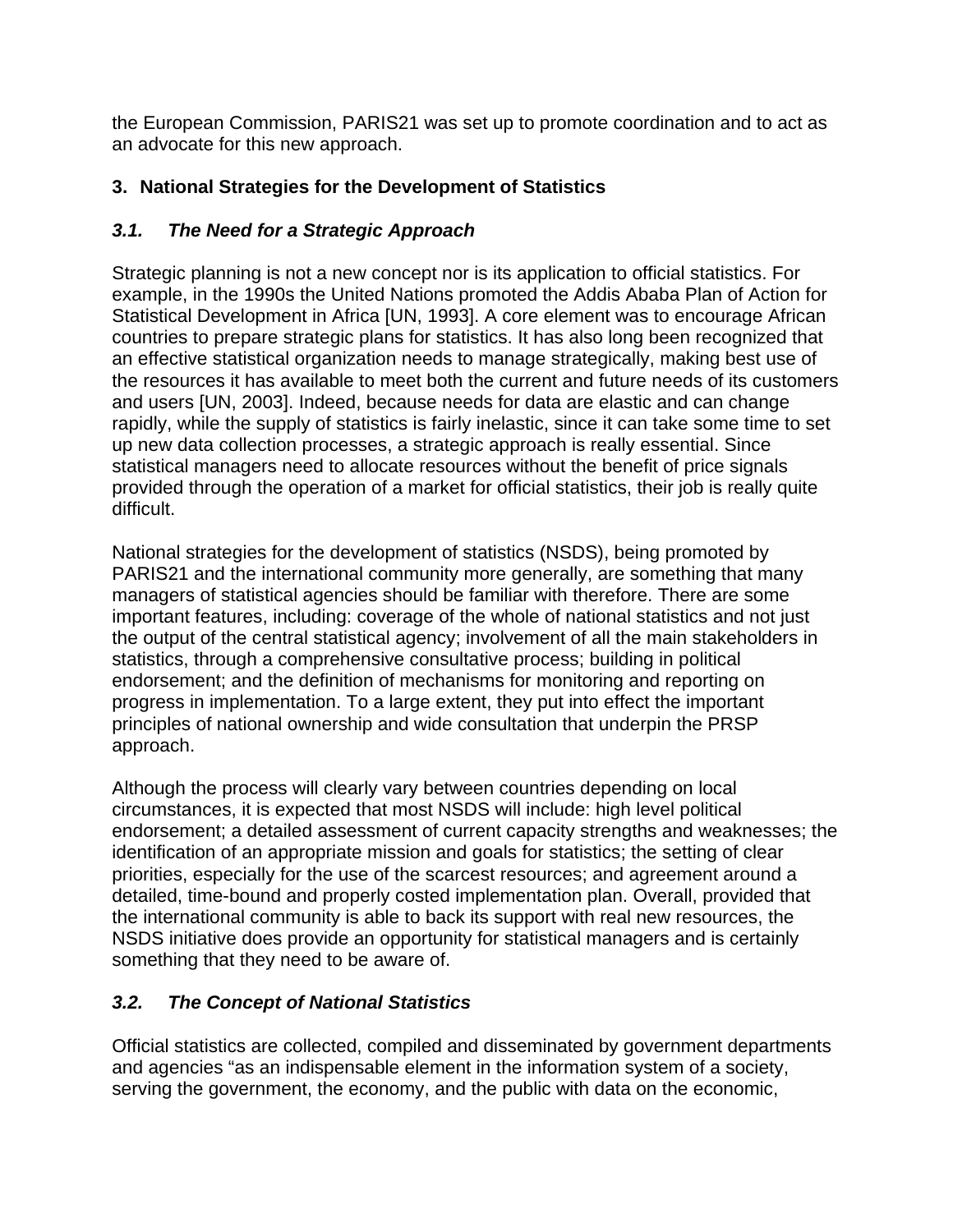the European Commission, PARIS21 was set up to promote coordination and to act as an advocate for this new approach.

## 3. National Strategies for the Development of Statistics

### *3.1. The Need for a Strategic Approach*

Strategic planning is not a new concept nor is its application to official statistics. For example, in the 1990s the United Nations promoted the Addis Ababa Plan of Action for Statistical Development in Africa [UN, 1993]. A core element was to encourage African countries to prepare strategic plans for statistics. It has also long been recognized that an effective statistical organization needs to manage strategically, making best use of the resources it has available to meet both the current and future needs of its customers and users [UN, 2003]. Indeed, because needs for data are elastic and can change rapidly, while the supply of statistics is fairly inelastic, since it can take some time to set up new data collection processes, a strategic approach is really essential. Since statistical managers need to allocate resources without the benefit of price signals provided through the operation of a market for official statistics, their job is really quite difficult.

National strategies for the development of statistics (NSDS), being promoted by PARIS21 and the international community more generally, are something that many managers of statistical agencies should be familiar with therefore. There are some important features, including: coverage of the whole of national statistics and not just the output of the central statistical agency; involvement of all the main stakeholders in statistics, through a comprehensive consultative process; building in political endorsement; and the definition of mechanisms for monitoring and reporting on progress in implementation. To a large extent, they put into effect the important principles of national ownership and wide consultation that underpin the PRSP approach.

Although the process will clearly vary between countries depending on local circumstances, it is expected that most NSDS will include: high level political endorsement; a detailed assessment of current capacity strengths and weaknesses; the identification of an appropriate mission and goals for statistics; the setting of clear priorities, especially for the use of the scarcest resources; and agreement around a detailed, time-bound and properly costed implementation plan. Overall, provided that the international community is able to back its support with real new resources, the NSDS initiative does provide an opportunity for statistical managers and is certainly something that they need to be aware of.

### *3.2. The Concept of National Statistics*

Official statistics are collected, compiled and disseminated by government departments and agencies "as an indispensable element in the information system of a society, serving the government, the economy, and the public with data on the economic,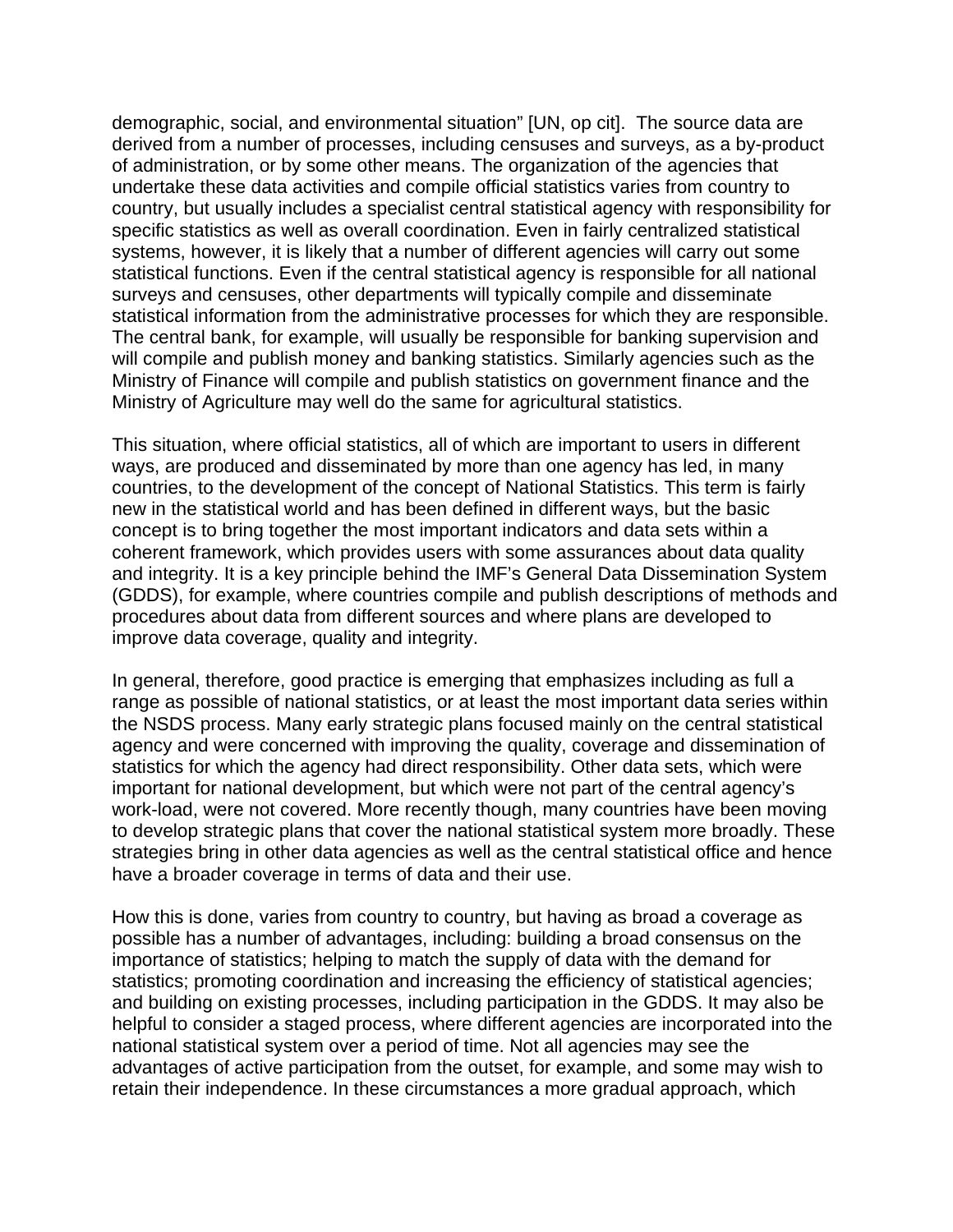demographic, social, and environmental situation" [UN, op cit]. The source data are derived from a number of processes, including censuses and surveys, as a by-product of administration, or by some other means. The organization of the agencies that undertake these data activities and compile official statistics varies from country to country, but usually includes a specialist central statistical agency with responsibility for specific statistics as well as overall coordination. Even in fairly centralized statistical systems, however, it is likely that a number of different agencies will carry out some statistical functions. Even if the central statistical agency is responsible for all national surveys and censuses, other departments will typically compile and disseminate statistical information from the administrative processes for which they are responsible. The central bank, for example, will usually be responsible for banking supervision and will compile and publish money and banking statistics. Similarly agencies such as the Ministry of Finance will compile and publish statistics on government finance and the Ministry of Agriculture may well do the same for agricultural statistics.

This situation, where official statistics, all of which are important to users in different ways, are produced and disseminated by more than one agency has led, in many countries, to the development of the concept of National Statistics. This term is fairly new in the statistical world and has been defined in different ways, but the basic concept is to bring together the most important indicators and data sets within a coherent framework, which provides users with some assurances about data quality and integrity. It is a key principle behind the IMF's General Data Dissemination System (GDDS), for example, where countries compile and publish descriptions of methods and procedures about data from different sources and where plans are developed to improve data coverage, quality and integrity.

In general, therefore, good practice is emerging that emphasizes including as full a range as possible of national statistics, or at least the most important data series within the NSDS process. Many early strategic plans focused mainly on the central statistical agency and were concerned with improving the quality, coverage and dissemination of statistics for which the agency had direct responsibility. Other data sets, which were important for national development, but which were not part of the central agency's work-load, were not covered. More recently though, many countries have been moving to develop strategic plans that cover the national statistical system more broadly. These strategies bring in other data agencies as well as the central statistical office and hence have a broader coverage in terms of data and their use.

How this is done, varies from country to country, but having as broad a coverage as possible has a number of advantages, including: building a broad consensus on the importance of statistics; helping to match the supply of data with the demand for statistics; promoting coordination and increasing the efficiency of statistical agencies; and building on existing processes, including participation in the GDDS. It may also be helpful to consider a staged process, where different agencies are incorporated into the national statistical system over a period of time. Not all agencies may see the advantages of active participation from the outset, for example, and some may wish to retain their independence. In these circumstances a more gradual approach, which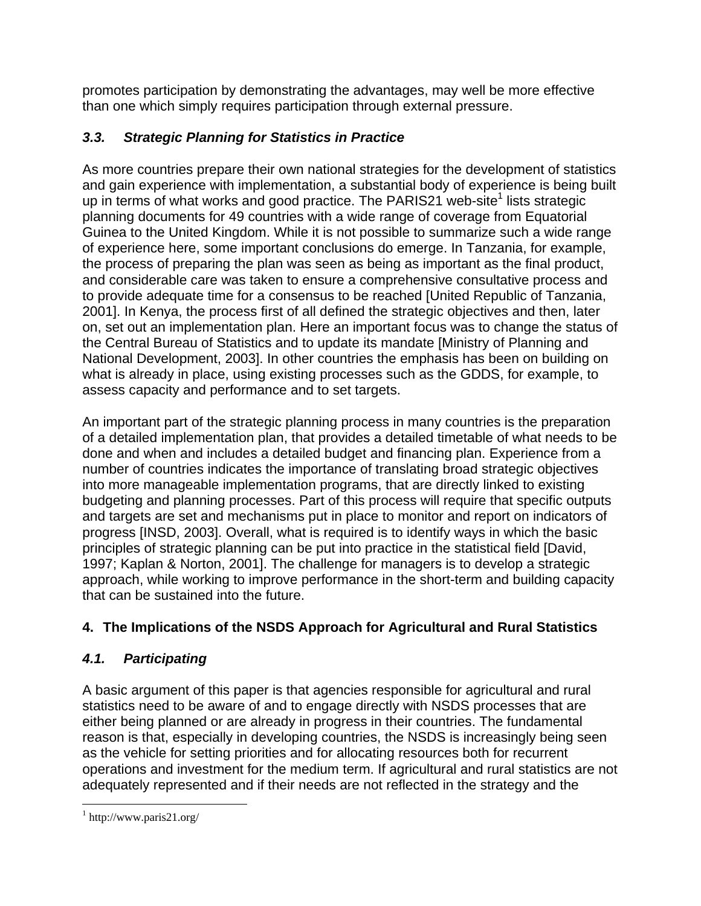promotes participation by demonstrating the advantages, may well be more effective than one which simply requires participation through external pressure.

### *3.3. Strategic Planning for Statistics in Practice*

As more countries prepare their own national strategies for the development of statistics and gain experience with implementation, a substantial body of experience is being built up in terms of what works and good practice. The PARIS21 web-site[1] lists strategic planning documents for 49 countries with a wide range of coverage from Equatorial Guinea to the United Kingdom. While it is not possible to summarize such a wide range of experience here, some important conclusions do emerge. In Tanzania, for example, the process of preparing the plan was seen as being as important as the final product, and considerable care was taken to ensure a comprehensive consultative process and to provide adequate time for a consensus to be reached [United Republic of Tanzania, 2001]. In Kenya, the process first of all defined the strategic objectives and then, later on, set out an implementation plan. Here an important focus was to change the status of the Central Bureau of Statistics and to update its mandate [Ministry of Planning and National Development, 2003]. In other countries the emphasis has been on building on what is already in place, using existing processes such as the GDDS, for example, to assess capacity and performance and to set targets.

An important part of the strategic planning process in many countries is the preparation of a detailed implementation plan, that provides a detailed timetable of what needs to be done and when and includes a detailed budget and financing plan. Experience from a number of countries indicates the importance of translating broad strategic objectives into more manageable implementation programs, that are directly linked to existing budgeting and planning processes. Part of this process will require that specific outputs and targets are set and mechanisms put in place to monitor and report on indicators of progress [INSD, 2003]. Overall, what is required is to identify ways in which the basic principles of strategic planning can be put into practice in the statistical field [David, 1997; Kaplan & Norton, 2001]. The challenge for managers is to develop a strategic approach, while working to improve performance in the short-term and building capacity that can be sustained into the future.

## 4. The Implications of the NSDS Approach for Agricultural and Rural Statistics

### *4.1. Participating*

A basic argument of this paper is that agencies responsible for agricultural and rural statistics need to be aware of and to engage directly with NSDS processes that are either being planned or are already in progress in their countries. The fundamental reason is that, especially in developing countries, the NSDS is increasingly being seen as the vehicle for setting priorities and for allocating resources both for recurrent operations and investment for the medium term. If agricultural and rural statistics are not adequately represented and if their needs are not reflected in the strategy and the

[1] http://www.paris21.org/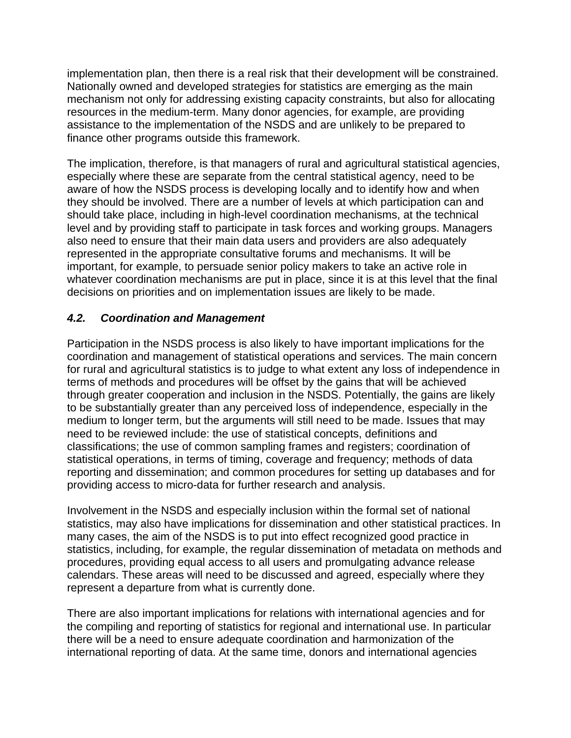implementation plan, then there is a real risk that their development will be constrained. Nationally owned and developed strategies for statistics are emerging as the main mechanism not only for addressing existing capacity constraints, but also for allocating resources in the medium-term. Many donor agencies, for example, are providing assistance to the implementation of the NSDS and are unlikely to be prepared to finance other programs outside this framework.

The implication, therefore, is that managers of rural and agricultural statistical agencies, especially where these are separate from the central statistical agency, need to be aware of how the NSDS process is developing locally and to identify how and when they should be involved. There are a number of levels at which participation can and should take place, including in high-level coordination mechanisms, at the technical level and by providing staff to participate in task forces and working groups. Managers also need to ensure that their main data users and providers are also adequately represented in the appropriate consultative forums and mechanisms. It will be important, for example, to persuade senior policy makers to take an active role in whatever coordination mechanisms are put in place, since it is at this level that the final decisions on priorities and on implementation issues are likely to be made.

### *4.2. Coordination and Management*

Participation in the NSDS process is also likely to have important implications for the coordination and management of statistical operations and services. The main concern for rural and agricultural statistics is to judge to what extent any loss of independence in terms of methods and procedures will be offset by the gains that will be achieved through greater cooperation and inclusion in the NSDS. Potentially, the gains are likely to be substantially greater than any perceived loss of independence, especially in the medium to longer term, but the arguments will still need to be made. Issues that may need to be reviewed include: the use of statistical concepts, definitions and classifications; the use of common sampling frames and registers; coordination of statistical operations, in terms of timing, coverage and frequency; methods of data reporting and dissemination; and common procedures for setting up databases and for providing access to micro-data for further research and analysis.

Involvement in the NSDS and especially inclusion within the formal set of national statistics, may also have implications for dissemination and other statistical practices. In many cases, the aim of the NSDS is to put into effect recognized good practice in statistics, including, for example, the regular dissemination of metadata on methods and procedures, providing equal access to all users and promulgating advance release calendars. These areas will need to be discussed and agreed, especially where they represent a departure from what is currently done.

There are also important implications for relations with international agencies and for the compiling and reporting of statistics for regional and international use. In particular there will be a need to ensure adequate coordination and harmonization of the international reporting of data. At the same time, donors and international agencies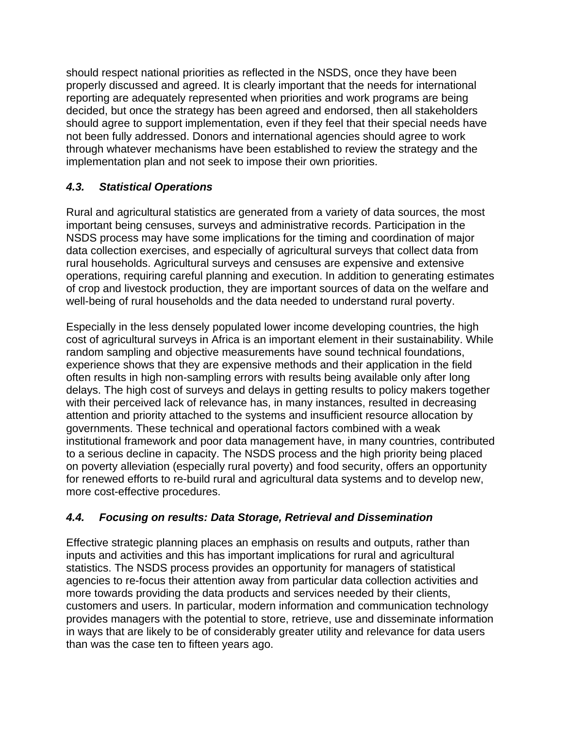should respect national priorities as reflected in the NSDS, once they have been properly discussed and agreed. It is clearly important that the needs for international reporting are adequately represented when priorities and work programs are being decided, but once the strategy has been agreed and endorsed, then all stakeholders should agree to support implementation, even if they feel that their special needs have not been fully addressed. Donors and international agencies should agree to work through whatever mechanisms have been established to review the strategy and the implementation plan and not seek to impose their own priorities.

### *4.3. Statistical Operations*

Rural and agricultural statistics are generated from a variety of data sources, the most important being censuses, surveys and administrative records. Participation in the NSDS process may have some implications for the timing and coordination of major data collection exercises, and especially of agricultural surveys that collect data from rural households. Agricultural surveys and censuses are expensive and extensive operations, requiring careful planning and execution. In addition to generating estimates of crop and livestock production, they are important sources of data on the welfare and well-being of rural households and the data needed to understand rural poverty.

Especially in the less densely populated lower income developing countries, the high cost of agricultural surveys in Africa is an important element in their sustainability. While random sampling and objective measurements have sound technical foundations, experience shows that they are expensive methods and their application in the field often results in high non-sampling errors with results being available only after long delays. The high cost of surveys and delays in getting results to policy makers together with their perceived lack of relevance has, in many instances, resulted in decreasing attention and priority attached to the systems and insufficient resource allocation by governments. These technical and operational factors combined with a weak institutional framework and poor data management have, in many countries, contributed to a serious decline in capacity. The NSDS process and the high priority being placed on poverty alleviation (especially rural poverty) and food security, offers an opportunity for renewed efforts to re-build rural and agricultural data systems and to develop new, more cost-effective procedures.

### *4.4. Focusing on results: Data Storage, Retrieval and Dissemination*

Effective strategic planning places an emphasis on results and outputs, rather than inputs and activities and this has important implications for rural and agricultural statistics. The NSDS process provides an opportunity for managers of statistical agencies to re-focus their attention away from particular data collection activities and more towards providing the data products and services needed by their clients, customers and users. In particular, modern information and communication technology provides managers with the potential to store, retrieve, use and disseminate information in ways that are likely to be of considerably greater utility and relevance for data users than was the case ten to fifteen years ago.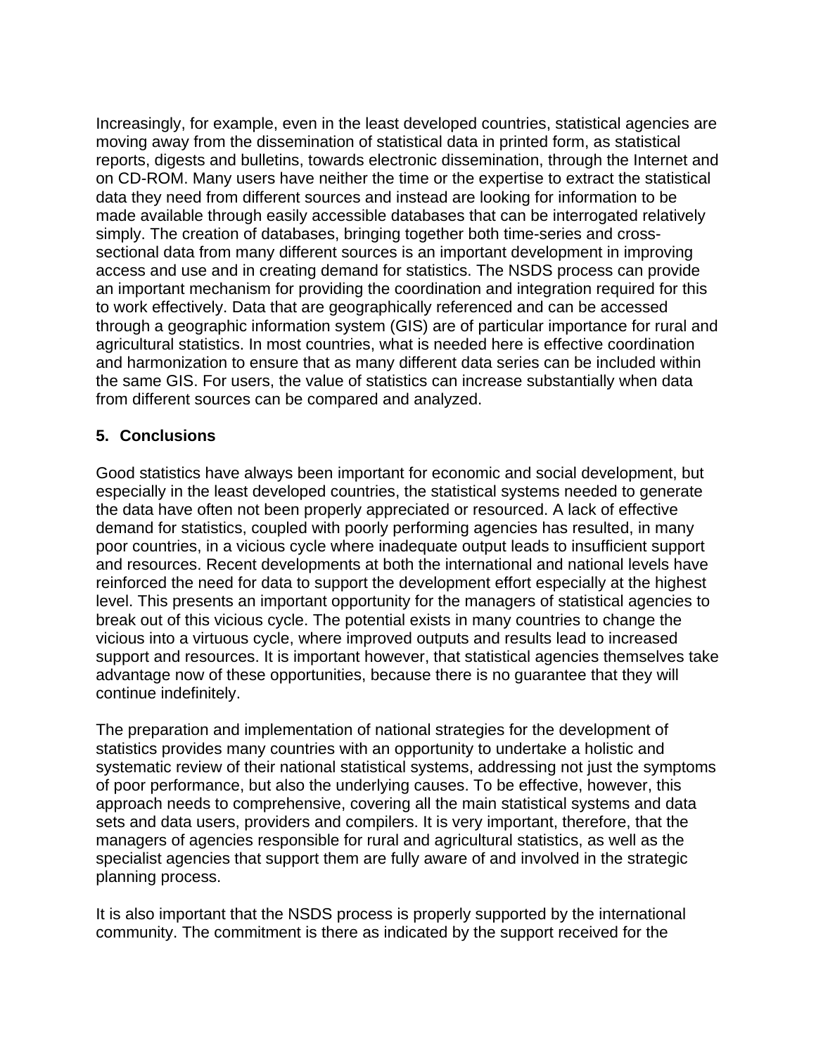Increasingly, for example, even in the least developed countries, statistical agencies are moving away from the dissemination of statistical data in printed form, as statistical reports, digests and bulletins, towards electronic dissemination, through the Internet and on CD-ROM. Many users have neither the time or the expertise to extract the statistical data they need from different sources and instead are looking for information to be made available through easily accessible databases that can be interrogated relatively simply. The creation of databases, bringing together both time-series and cross-sectional data from many different sources is an important development in improving access and use and in creating demand for statistics. The NSDS process can provide an important mechanism for providing the coordination and integration required for this to work effectively. Data that are geographically referenced and can be accessed through a geographic information system (GIS) are of particular importance for rural and agricultural statistics. In most countries, what is needed here is effective coordination and harmonization to ensure that as many different data series can be included within the same GIS. For users, the value of statistics can increase substantially when data from different sources can be compared and analyzed.

## 5. Conclusions

Good statistics have always been important for economic and social development, but especially in the least developed countries, the statistical systems needed to generate the data have often not been properly appreciated or resourced. A lack of effective demand for statistics, coupled with poorly performing agencies has resulted, in many poor countries, in a vicious cycle where inadequate output leads to insufficient support and resources. Recent developments at both the international and national levels have reinforced the need for data to support the development effort especially at the highest level. This presents an important opportunity for the managers of statistical agencies to break out of this vicious cycle. The potential exists in many countries to change the vicious into a virtuous cycle, where improved outputs and results lead to increased support and resources. It is important however, that statistical agencies themselves take advantage now of these opportunities, because there is no guarantee that they will continue indefinitely.

The preparation and implementation of national strategies for the development of statistics provides many countries with an opportunity to undertake a holistic and systematic review of their national statistical systems, addressing not just the symptoms of poor performance, but also the underlying causes. To be effective, however, this approach needs to comprehensive, covering all the main statistical systems and data sets and data users, providers and compilers. It is very important, therefore, that the managers of agencies responsible for rural and agricultural statistics, as well as the specialist agencies that support them are fully aware of and involved in the strategic planning process.

It is also important that the NSDS process is properly supported by the international community. The commitment is there as indicated by the support received for the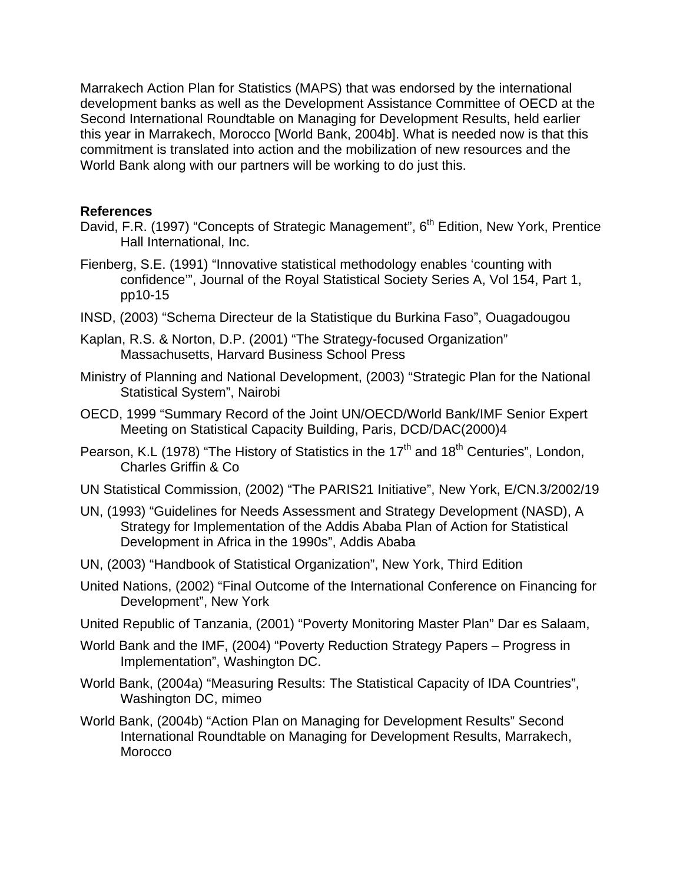Marrakech Action Plan for Statistics (MAPS) that was endorsed by the international development banks as well as the Development Assistance Committee of OECD at the Second International Roundtable on Managing for Development Results, held earlier this year in Marrakech, Morocco [World Bank, 2004b]. What is needed now is that this commitment is translated into action and the mobilization of new resources and the World Bank along with our partners will be working to do just this.

**References**

David, F.R. (1997) "Concepts of Strategic Management", 6th Edition, New York, Prentice Hall International, Inc.

Fienberg, S.E. (1991) "Innovative statistical methodology enables 'counting with confidence'", Journal of the Royal Statistical Society Series A, Vol 154, Part 1, pp10-15

INSD, (2003) "Schema Directeur de la Statistique du Burkina Faso", Ouagadougou

Kaplan, R.S. & Norton, D.P. (2001) "The Strategy-focused Organization" Massachusetts, Harvard Business School Press

Ministry of Planning and National Development, (2003) "Strategic Plan for the National Statistical System", Nairobi

OECD, 1999 "Summary Record of the Joint UN/OECD/World Bank/IMF Senior Expert Meeting on Statistical Capacity Building, Paris, DCD/DAC(2000)4

Pearson, K.L (1978) "The History of Statistics in the 17th and 18th Centuries", London, Charles Griffin & Co

UN Statistical Commission, (2002) "The PARIS21 Initiative", New York, E/CN.3/2002/19

UN, (1993) "Guidelines for Needs Assessment and Strategy Development (NASD), A Strategy for Implementation of the Addis Ababa Plan of Action for Statistical Development in Africa in the 1990s", Addis Ababa

UN, (2003) "Handbook of Statistical Organization", New York, Third Edition

United Nations, (2002) "Final Outcome of the International Conference on Financing for Development", New York

United Republic of Tanzania, (2001) "Poverty Monitoring Master Plan" Dar es Salaam,

World Bank and the IMF, (2004) "Poverty Reduction Strategy Papers – Progress in Implementation", Washington DC.

World Bank, (2004a) "Measuring Results: The Statistical Capacity of IDA Countries", Washington DC, mimeo

World Bank, (2004b) "Action Plan on Managing for Development Results" Second International Roundtable on Managing for Development Results, Marrakech, Morocco